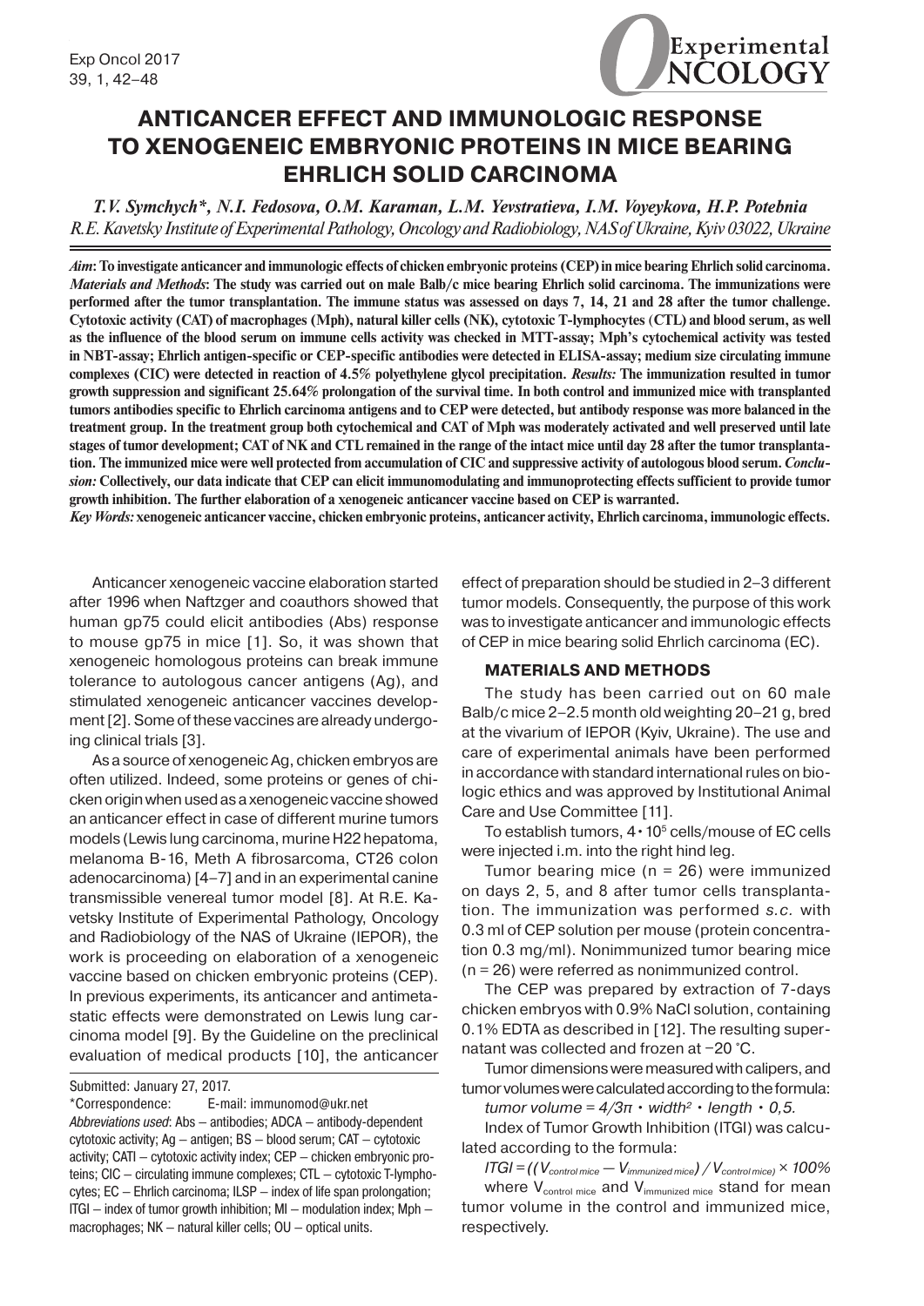# ANTICANCER EFFECT AND IMMUNOLOGIC RESPONSE TO XENOGENEIC EMBRYONIC PROTEINS IN MICE BEARING EHRLICH SOLID CARCINOMA

*T.V. Symchych\*, N.I. Fedosova, O.M. Karaman, L.M. Yevstratieva, I.M. Voyeykova, H.P. Potebnia*

*R.E. Kavetsky Institute of Experimental Pathology, Oncology and Radiobiology, NAS of Ukraine, Kyiv 03022, Ukraine*

***Aim*: To investigate anticancer and immunologic effects of chicken embryonic proteins (CEP) in mice bearing Ehrlich solid carcinoma. *Materials and Methods*: The study was carried out on male Balb/c mice bearing Ehrlich solid carcinoma. The immunizations were performed after the tumor transplantation. The immune status was assessed on days 7, 14, 21 and 28 after the tumor challenge. Cytotoxic activity (CAT) of macrophages (Mph), natural killer cells (NK), cytotoxic T-lymphocytes (CTL) and blood serum, as well as the influence of the blood serum on immune cells activity was checked in MTT-assay; Mph's cytochemical activity was tested in NBT-assay; Ehrlich antigen-specific or CEP-specific antibodies were detected in ELISA-assay; medium size circulating immune complexes (CIC) were detected in reaction of 4.5% polyethylene glycol precipitation. *Results:* The immunization resulted in tumor growth suppression and significant 25.64% prolongation of the survival time. In both control and immunized mice with transplanted tumors antibodies specific to Ehrlich carcinoma antigens and to CEP were detected, but antibody response was more balanced in the treatment group. In the treatment group both cytochemical and CAT of Mph was moderately activated and well preserved until late stages of tumor development; CAT of NK and CTL remained in the range of the intact mice until day 28 after the tumor transplantation. The immunized mice were well protected from accumulation of CIC and suppressive activity of autologous blood serum. *Conclusion:* Collectively, our data indicate that CEP can elicit immunomodulating and immunoprotecting effects sufficient to provide tumor growth inhibition. The further elaboration of a xenogeneic anticancer vaccine based on CEP is warranted.**

***Key Words:* xenogeneic anticancer vaccine, chicken embryonic proteins, anticancer activity, Ehrlich carcinoma, immunologic effects.**

Anticancer xenogeneic vaccine elaboration started after 1996 when Naftzger and coauthors showed that human gp75 could elicit antibodies (Abs) response to mouse gp75 in mice [1]. So, it was shown that xenogeneic homologous proteins can break immune tolerance to autologous cancer antigens (Ag), and stimulated xenogeneic anticancer vaccines development [2]. Some of these vaccines are already undergoing clinical trials [3].

As a source of xenogeneic Ag, chicken embryos are often utilized. Indeed, some proteins or genes of chicken origin when used as a xenogeneic vaccine showed an anticancer effect in case of different murine tumors models (Lewis lung carcinoma, murine H22 hepatoma, melanoma B-16, Meth A fibrosarcoma, CT26 colon adenocarcinoma) [4–7] and in an experimental canine transmissible venereal tumor model [8]. At R.E. Kavetsky Institute of Experimental Pathology, Oncology and Radiobiology of the NAS of Ukraine (IEPOR), the work is proceeding on elaboration of a xenogeneic vaccine based on chicken embryonic proteins (CEP). In previous experiments, its anticancer and antimetastatic effects were demonstrated on Lewis lung carcinoma model [9]. By the Guideline on the preclinical evaluation of medical products [10], the anticancer effect of preparation should be studied in 2–3 different tumor models. Consequently, the purpose of this work was to investigate anticancer and immunologic effects of CEP in mice bearing solid Ehrlich carcinoma (EC).

## MATERIALS AND METHODS

The study has been carried out on 60 male Balb/c mice 2–2.5 month old weighting 20–21 g, bred at the vivarium of IEPOR (Kyiv, Ukraine). The use and care of experimental animals have been performed in accordance with standard international rules on biologic ethics and was approved by Institutional Animal Care and Use Committee [11].

To establish tumors, $4 \cdot 10^5$ cells/mouse of EC cells were injected i.m. into the right hind leg.

Tumor bearing mice ($n = 26$) were immunized on days 2, 5, and 8 after tumor cells transplantation. The immunization was performed *s.c.* with 0.3 ml of CEP solution per mouse (protein concentration 0.3 mg/ml). Nonimmunized tumor bearing mice ($n = 26$) were referred as nonimmunized control.

The CEP was prepared by extraction of 7-days chicken embryos with 0.9% NaCl solution, containing 0.1% EDTA as described in [12]. The resulting supernatant was collected and frozen at −20 °C.

Tumor dimensions were measured with calipers, and tumor volumes were calculated according to the formula:

$$tumor\ volume = 4/3\pi \cdot width^2 \cdot length \cdot 0,5.$$

Index of Tumor Growth Inhibition (ITGI) was calculated according to the formula:

$$ITGI = ((V_{control\ mice} - V_{immunized\ mice}) / V_{control\ mice}) \times 100\%$$

where $V_{control\ mice}$ and $V_{immunized\ mice}$ stand for mean tumor volume in the control and immunized mice, respectively.

Submitted: January 27, 2017.

\*Correspondence: E-mail: immunomod@ukr.net

*Abbreviations used*: Abs – antibodies; ADCA – antibody-dependent cytotoxic activity; Ag – antigen; BS – blood serum; CAT – cytotoxic activity; CATI – cytotoxic activity index; CEP – chicken embryonic proteins; CIC – circulating immune complexes; CTL – cytotoxic T-lymphocytes; EC – Ehrlich carcinoma; ILSP – index of life span prolongation; ITGI – index of tumor growth inhibition; MI – modulation index; Mph – macrophages; NK – natural killer cells; OU – optical units.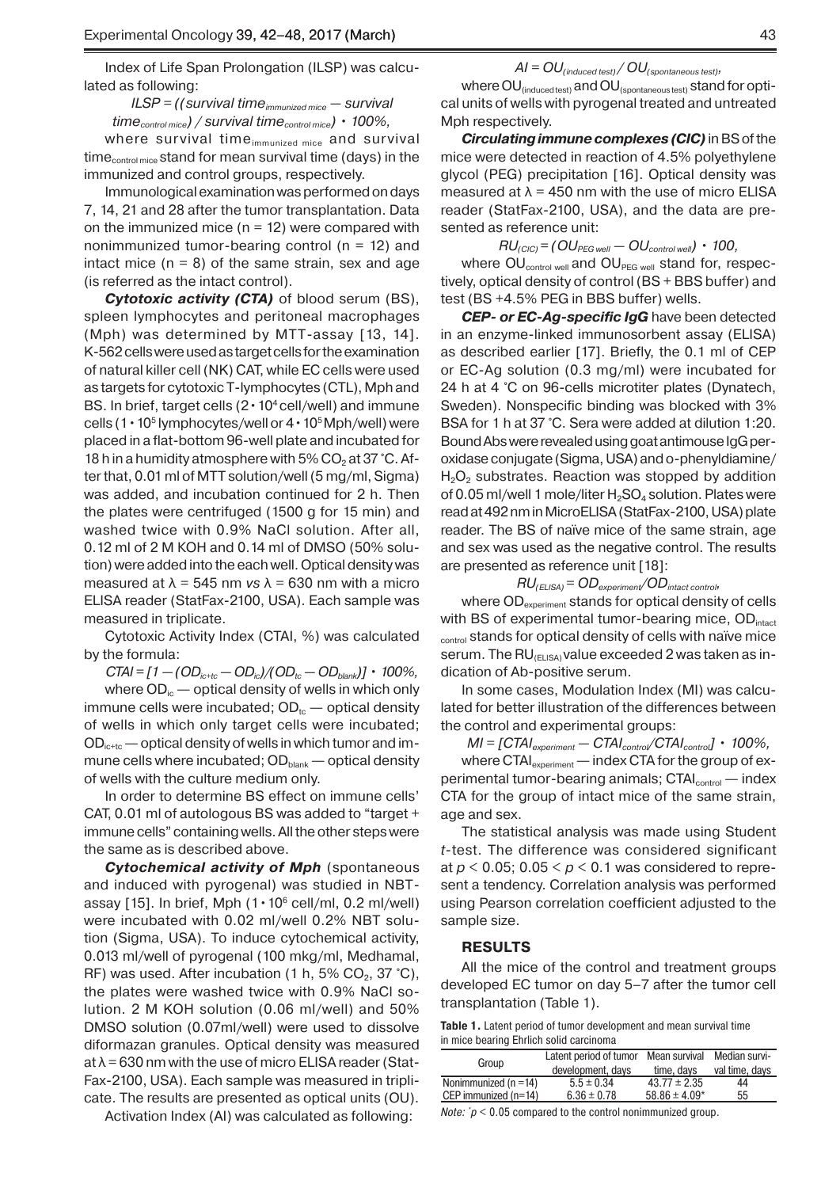Index of Life Span Prolongation (ILSP) was calculated as following:

$$ILSP = ((survival\ time_{immunized\ mice} - survival\ time_{control\ mice}) / survival\ time_{control\ mice}) \cdot 100\%,$$

where survival $time_{immunized\ mice}$ and survival $time_{control\ mice}$ stand for mean survival time (days) in the immunized and control groups, respectively.

Immunological examination was performed on days 7, 14, 21 and 28 after the tumor transplantation. Data on the immunized mice (n = 12) were compared with nonimmunized tumor-bearing control (n = 12) and intact mice (n = 8) of the same strain, sex and age (is referred as the intact control).

***Cytotoxic activity (CTA)*** of blood serum (BS), spleen lymphocytes and peritoneal macrophages (Mph) was determined by MTT-assay [13, 14]. K-562 cells were used as target cells for the examination of natural killer cell (NK) CAT, while EC cells were used as targets for cytotoxic T-lymphocytes (CTL), Mph and BS. In brief, target cells ($2 \cdot 10^4$ cell/well) and immune cells ($1 \cdot 10^5$ lymphocytes/well or $4 \cdot 10^5$ Mph/well) were placed in a flat-bottom 96-well plate and incubated for 18 h in a humidity atmosphere with 5% $CO_2$ at 37 °C. After that, 0.01 ml of MTT solution/well (5 mg/ml, Sigma) was added, and incubation continued for 2 h. Then the plates were centrifuged (1500 g for 15 min) and washed twice with 0.9% NaCl solution. After all, 0.12 ml of 2 M KOH and 0.14 ml of DMSO (50% solution) were added into the each well. Optical density was measured at $\lambda$ = 545 nm *vs* $\lambda$ = 630 nm with a micro ELISA reader (StatFax-2100, USA). Each sample was measured in triplicate.

Cytotoxic Activity Index (CTAI, %) was calculated by the formula:

$$CTAI = [1 - (OD_{ic+tc} - OD_{ic})/(OD_{tc} - OD_{blank})] \cdot 100\%,$$

where $OD_{ic}$ — optical density of wells in which only immune cells were incubated; $OD_{tc}$ — optical density of wells in which only target cells were incubated; $OD_{ic+tc}$ — optical density of wells in which tumor and immune cells where incubated; $OD_{blank}$ — optical density of wells with the culture medium only.

In order to determine BS effect on immune cells' CAT, 0.01 ml of autologous BS was added to "target + immune cells" containing wells. All the other steps were the same as is described above.

***Cytochemical activity of Mph*** (spontaneous and induced with pyrogenal) was studied in NBT-assay [15]. In brief, Mph ($1 \cdot 10^6$ cell/ml, 0.2 ml/well) were incubated with 0.02 ml/well 0.2% NBT solution (Sigma, USA). To induce cytochemical activity, 0.013 ml/well of pyrogenal (100 mkg/ml, Medhamal, RF) was used. After incubation (1 h, 5% $CO_2$, 37 °C), the plates were washed twice with 0.9% NaCl solution. 2 M KOH solution (0.06 ml/well) and 50% DMSO solution (0.07ml/well) were used to dissolve diformazan granules. Optical density was measured at $\lambda$ = 630 nm with the use of micro ELISA reader (StatFax-2100, USA). Each sample was measured in triplicate. The results are presented as optical units (OU).

Activation Index (AI) was calculated as following:

$$AI = OU_{(induced\ test)} / OU_{(spontaneous\ test)},$$

where $OU_{(induced\ test)}$ and $OU_{(spontaneous\ test)}$ stand for optical units of wells with pyrogenal treated and untreated Mph respectively.

***Circulating immune complexes (CIC)*** in BS of the mice were detected in reaction of 4.5% polyethylene glycol (PEG) precipitation [16]. Optical density was measured at $\lambda$ = 450 nm with the use of micro ELISA reader (StatFax-2100, USA), and the data are presented as reference unit:

$$RU_{(CIC)} = (OU_{PEG\ well} - OU_{control\ well}) \cdot 100,$$

where $OU_{control\ well}$ and $OU_{PEG\ well}$ stand for, respectively, optical density of control (BS + BBS buffer) and test (BS +4.5% PEG in BBS buffer) wells.

***CEP- or EC-Ag-specific IgG*** have been detected in an enzyme-linked immunosorbent assay (ELISA) as described earlier [17]. Briefly, the 0.1 ml of CEP or EC-Ag solution (0.3 mg/ml) were incubated for 24 h at 4 °C on 96-cells microtiter plates (Dynatech, Sweden). Nonspecific binding was blocked with 3% BSA for 1 h at 37 °C. Sera were added at dilution 1:20. Bound Abs were revealed using goat antimouse IgG peroxidase conjugate (Sigma, USA) and o-phenyldiamine/$H_2O_2$ substrates. Reaction was stopped by addition of 0.05 ml/well 1 mole/liter $H_2SO_4$ solution. Plates were read at 492 nm in MicroELISA (StatFax-2100, USA) plate reader. The BS of naïve mice of the same strain, age and sex was used as the negative control. The results are presented as reference unit [18]:

$$RU_{(ELISA)} = OD_{experiment}/OD_{intact\ control},$$

where $OD_{experiment}$ stands for optical density of cells with BS of experimental tumor-bearing mice, $OD_{intact\ control}$ stands for optical density of cells with naïve mice serum. The $RU_{(ELISA)}$ value exceeded 2 was taken as indication of Ab-positive serum.

In some cases, Modulation Index (MI) was calculated for better illustration of the differences between the control and experimental groups:

$$MI = [CTAI_{experiment} - CTAI_{control}/CTAI_{control}] \cdot 100\%,$$

where $CTAI_{experiment}$ — index CTA for the group of experimental tumor-bearing animals; $CTAI_{control}$ — index CTA for the group of intact mice of the same strain, age and sex.

The statistical analysis was made using Student *t*-test. The difference was considered significant at $p < 0.05$; $0.05 < p < 0.1$ was considered to represent a tendency. Correlation analysis was performed using Pearson correlation coefficient adjusted to the sample size.

## RESULTS

All the mice of the control and treatment groups developed EC tumor on day 5–7 after the tumor cell transplantation (Table 1).

**Table 1.** Latent period of tumor development and mean survival time in mice bearing Ehrlich solid carcinoma

| Group | Latent period of tumor development, days | Mean survival time, days | Median survival time, days |
|---|---|---|---|
| Nonimmunized (n =14) | 5.5 ± 0.34 | 43.77 ± 2.35 | 44 |
| CEP immunized (n=14) | 6.36 ± 0.78 | 58.86 ± 4.09* | 55 |

*Note:* * $p < 0.05$ compared to the control nonimmunized group.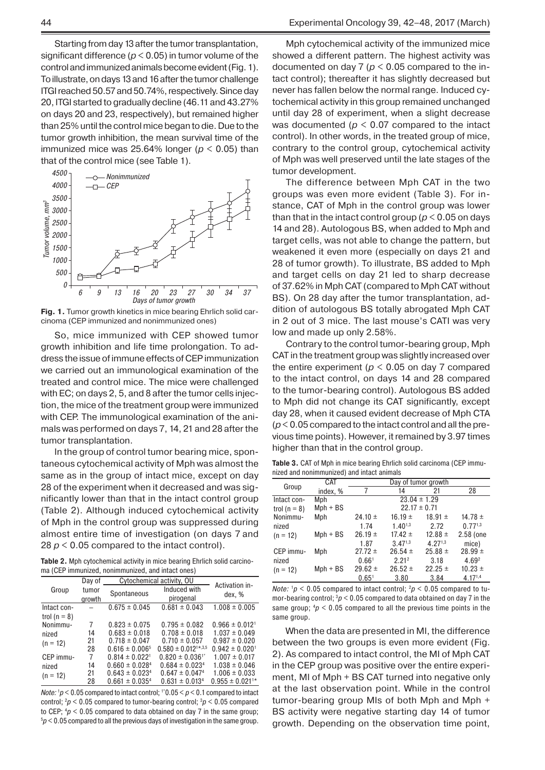Starting from day 13 after the tumor transplantation, significant difference ($p < 0.05$) in tumor volume of the control and immunized animals become evident (Fig. 1). To illustrate, on days 13 and 16 after the tumor challenge ITGI reached 50.57 and 50.74%, respectively. Since day 20, ITGI started to gradually decline (46.11 and 43.27% on days 20 and 23, respectively), but remained higher than 25% until the control mice began to die. Due to the tumor growth inhibition, the mean survival time of the immunized mice was 25.64% longer ($p < 0.05$) than that of the control mice (see Table 1).

**Fig. 1.** Tumor growth kinetics in mice bearing Ehrlich solid carcinoma (CEP immunized and nonimmunized ones)

So, mice immunized with CEP showed tumor growth inhibition and life time prolongation. To address the issue of immune effects of CEP immunization we carried out an immunological examination of the treated and control mice. The mice were challenged with EC; on days 2, 5, and 8 after the tumor cells injection, the mice of the treatment group were immunized with CEP. The immunological examination of the animals was performed on days 7, 14, 21 and 28 after the tumor transplantation.

In the group of control tumor bearing mice, spontaneous cytochemical activity of Mph was almost the same as in the group of intact mice, except on day 28 of the experiment when it decreased and was significantly lower than that in the intact control group (Table 2). Although induced cytochemical activity of Mph in the control group was suppressed during almost entire time of investigation (on days 7 and 28 $p < 0.05$ compared to the intact control).

**Table 2.** Mph cytochemical activity in mice bearing Ehrlich solid carcinoma (CEP immunized, nonimmunized, and intact ones)

| Group | Day of tumor growth | Cytochemical activity, OU | | Activation index, % |
|---|---|---|---|---|
| | | Spontaneous | Induced with pirogenal | |
| Intact control (n = 8) | – | $0.675 \pm 0.045$ | $0.681 \pm 0.043$ | $1.008 \pm 0.005$ |
| Nonimmunized (n = 12) | 7 | $0.823 \pm 0.075$ | $0.795 \pm 0.082$ | $0.966 \pm 0.012^{1}$ |
| | 14 | $0.683 \pm 0.018$ | $0.708 \pm 0.018$ | $1.037 \pm 0.049$ |
| | 21 | $0.718 \pm 0.047$ | $0.710 \pm 0.057$ | $0.987 \pm 0.020$ |
| | 28 | $0.616 \pm 0.006^{5}$ | $0.580 \pm 0.012^{1*,3,5}$ | $0.942 \pm 0.020^{1}$ |
| CEP immunized (n = 12) | 7 | $0.814 \pm 0.022^{1}$ | $0.820 \pm 0.036^{1*}$ | $1.007 \pm 0.017$ |
| | 14 | $0.660 \pm 0.028^{4}$ | $0.684 \pm 0.023^{4}$ | $1.038 \pm 0.046$ |
| | 21 | $0.643 \pm 0.023^{4}$ | $0.647 \pm 0.047^{4}$ | $1.006 \pm 0.033$ |
| | 28 | $0.661 \pm 0.035^{4}$ | $0.631 \pm 0.013^{4}$ | $0.955 \pm 0.021^{1*}$ |

*Note:* [1]$p < 0.05$ compared to intact control; [1*]$0.05 < p < 0.1$ compared to intact control; [2]$p < 0.05$ compared to tumor-bearing control; [3]$p < 0.05$ compared to CEP; [4]$p < 0.05$ compared to data obtained on day 7 in the same group; [5]$p < 0.05$ compared to all the previous days of investigation in the same group.

Mph cytochemical activity of the immunized mice showed a different pattern. The highest activity was documented on day 7 ($p < 0.05$ compared to the intact control); thereafter it has slightly decreased but never has fallen below the normal range. Induced cytochemical activity in this group remained unchanged until day 28 of experiment, when a slight decrease was documented ($p < 0.07$ compared to the intact control). In other words, in the treated group of mice, contrary to the control group, cytochemical activity of Mph was well preserved until the late stages of the tumor development.

The difference between Mph CAT in the two groups was even more evident (Table 3). For instance, CAT of Mph in the control group was lower than that in the intact control group ($p < 0.05$ on days 14 and 28). Autologous BS, when added to Mph and target cells, was not able to change the pattern, but weakened it even more (especially on days 21 and 28 of tumor growth). To illustrate, BS added to Mph and target cells on day 21 led to sharp decrease of 37.62% in Mph CAT (compared to Mph CAT without BS). On 28 day after the tumor transplantation, addition of autologous BS totally abrogated Mph CAT in 2 out of 3 mice. The last mouse's CATI was very low and made up only 2.58%.

Contrary to the control tumor-bearing group, Mph CAT in the treatment group was slightly increased over the entire experiment ($p < 0.05$ on day 7 compared to the intact control, on days 14 and 28 compared to the tumor-bearing control). Autologous BS added to Mph did not change its CAT significantly, except day 28, when it caused evident decrease of Mph CTA ($p < 0.05$ compared to the intact control and all the previous time points). However, it remained by 3.97 times higher than that in the control group.

**Table 3.** CAT of Mph in mice bearing Ehrlich solid carcinoma (CEP immunized and nonimmunized) and intact animals

| Group | CAT index, % | Day of tumor growth | | | |
|---|---|---|---|---|---|
| | | 7 | 14 | 21 | 28 |
| Intact control (n = 8) | Mph | $23.04 \pm 1.29$ | | | |
| | Mph + BS | $22.17 \pm 0.71$ | | | |
| Nonimmunized (n = 12) | Mph | $24.10 \pm 1.74$ | $16.19 \pm 1.40^{1,3}$ | $18.91 \pm 2.72$ | $14.78 \pm 0.77^{1,3}$ |
| | Mph + BS | $26.19 \pm 1.87$ | $17.42 \pm 3.47^{1,3}$ | $12.88 \pm 4.27^{1,3}$ | 2.58 (one mice) |
| CEP immunized (n = 12) | Mph | $27.72 \pm 0.66^{1}$ | $26.54 \pm 2.21^{2}$ | $25.88 \pm 3.18$ | $28.99 \pm 4.69^{2}$ |
| | Mph + BS | $29.62 \pm 0.65^{1}$ | $26.52 \pm 3.80$ | $22.25 \pm 3.84$ | $10.23 \pm 4.17^{1,4}$ |

*Note:* [1]$p < 0.05$ compared to intact control; [2]$p < 0.05$ compared to tumor-bearing control; [3]$p < 0.05$ compared to data obtained on day 7 in the same group; [4]$p < 0.05$ compared to all the previous time points in the same group.

When the data are presented in MI, the difference between the two groups is even more evident (Fig. 2). As compared to intact control, the MI of Mph CAT in the CEP group was positive over the entire experiment, MI of Mph + BS CAT turned into negative only at the last observation point. While in the control tumor-bearing group MIs of both Mph and Mph + BS activity were negative starting day 14 of tumor growth. Depending on the observation time point,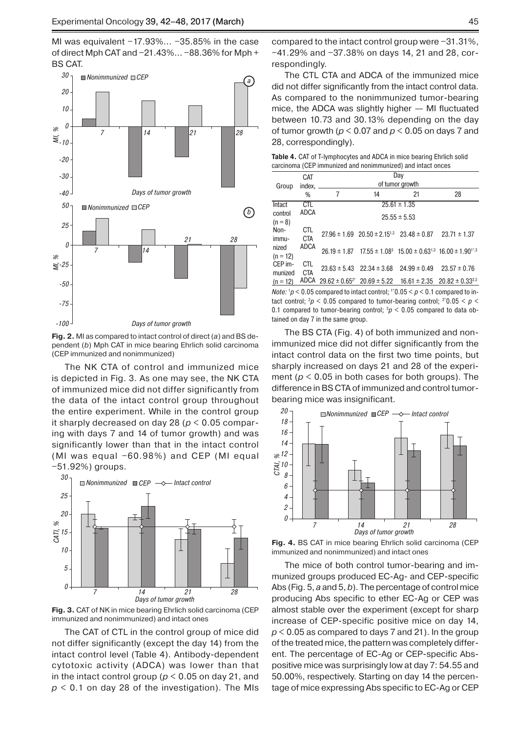MI was equivalent −17.93%… −35.85% in the case of direct Mph CAT and −21.43%… −88.36% for Mph + BS CAT.

**Fig. 2.** MI as compared to intact control of direct (*a*) and BS dependent (*b*) Mph CAT in mice bearing Ehrlich solid carcinoma (CEP immunized and nonimmunized)

The NK CTA of control and immunized mice is depicted in Fig. 3. As one may see, the NK CTA of immunized mice did not differ significantly from the data of the intact control group throughout the entire experiment. While in the control group it sharply decreased on day 28 ($p < 0.05$ comparing with days 7 and 14 of tumor growth) and was significantly lower than that in the intact control (MI was equal −60.98%) and CEP (MI equal −51.92%) groups.

**Fig. 3.** CAT of NK in mice bearing Ehrlich solid carcinoma (CEP immunized and nonimmunized) and intact ones

The CAT of CTL in the control group of mice did not differ significantly (except the day 14) from the intact control level (Table 4). Antibody-dependent cytotoxic activity (ADCA) was lower than that in the intact control group ($p < 0.05$ on day 21, and $p < 0.1$ on day 28 of the investigation). The MIs compared to the intact control group were −31.31%, −41.29% and −37.38% on days 14, 21 and 28, correspondingly.

The CTL CTA and ADCA of the immunized mice did not differ significantly from the intact control data. As compared to the nonimmunized tumor-bearing mice, the ADCA was slightly higher — MI fluctuated between 10.73 and 30.13% depending on the day of tumor growth ($p < 0.07$ and $p < 0.05$ on days 7 and 28, correspondingly).

**Table 4.** CAT of T-lymphocytes and ADCA in mice bearing Ehrlich solid carcinoma (CEP immunized and nonimmunized) and intact onces

| Group | CAT index, % | Day of tumor growth | | | |
|---|---|---|---|---|---|
| | | 7 | 14 | 21 | 28 |
| Intact control (n = 8) | CTL | 25.61 ± 1.35 | | | |
| | ADCA | 25.55 ± 5.53 | | | |
| Nonimmunized (n = 12) | CTL CTA | 27.96 ± 1.69 | 20.50 ± 2.15[1,3] | 23.48 ± 0.87 | 23.71 ± 1.37 |
| | ADCA | 26.19 ± 1.87 | 17.55 ± 1.08[3] | 15.00 ± 0.63[1,3] | 16.00 ± 1.90[1*,3] |
| CEP immunized (n = 12) | CTL CTA | 23.63 ± 5.43 | 22.34 ± 3.68 | 24.99 ± 0.49 | 23.57 ± 0.76 |
| | ADCA | 29.62 ± 0.65[2*] | 20.69 ± 5.22 | 16.61 ± 2.35 | 20.82 ± 0.33[2,3] |

*Note:* [1]$p < 0.05$ compared to intact control; [1*]$0.05 < p < 0.1$ compared to intact control; [2]$p < 0.05$ compared to tumor-bearing control; [2*]$0.05 < p < 0.1$ compared to tumor-bearing control; [3]$p < 0.05$ compared to data obtained on day 7 in the same group.

The BS CTA (Fig. 4) of both immunized and nonimmunized mice did not differ significantly from the intact control data on the first two time points, but sharply increased on days 21 and 28 of the experiment ($p < 0.05$ in both cases for both groups). The difference in BS CTA of immunized and control tumor-bearing mice was insignificant.

**Fig. 4.** BS CAT in mice bearing Ehrlich solid carcinoma (CEP immunized and nonimmunized) and intact ones

The mice of both control tumor-bearing and immunized groups produced EC-Ag- and CEP-specific Abs (Fig. 5, *a* and 5, *b*). The percentage of control mice producing Abs specific to ether EC-Ag or CEP was almost stable over the experiment (except for sharp increase of CEP-specific positive mice on day 14, $p < 0.05$ as compared to days 7 and 21). In the group of the treated mice, the pattern was completely different. The percentage of EC-Ag or CEP-specific Abs-positive mice was surprisingly low at day 7: 54.55 and 50.00%, respectively. Starting on day 14 the percentage of mice expressing Abs specific to EC-Ag or CEP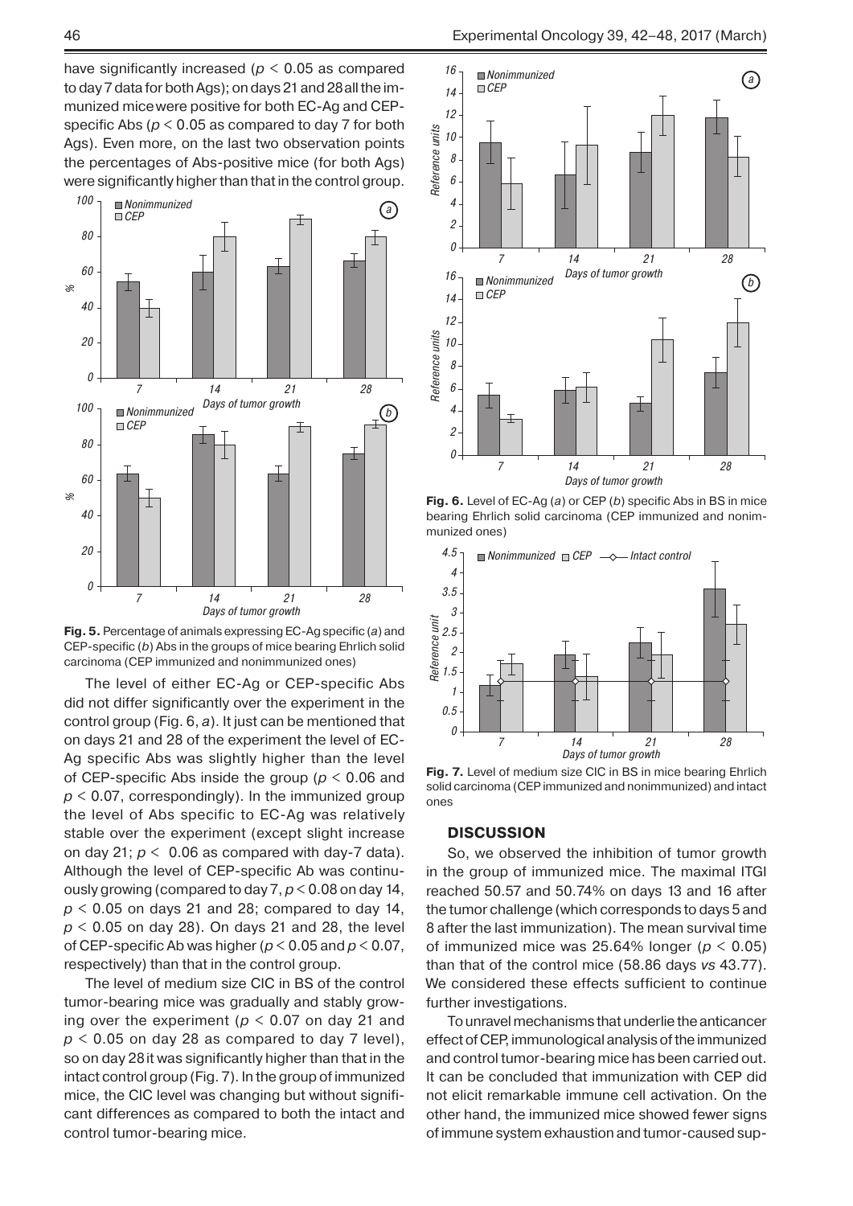have significantly increased ($p < 0.05$ as compared to day 7 data for both Ags); on days 21 and 28 all the immunized mice were positive for both EC-Ag and CEP-specific Abs ($p < 0.05$ as compared to day 7 for both Ags). Even more, on the last two observation points the percentages of Abs-positive mice (for both Ags) were significantly higher than that in the control group.

**Fig. 5.** Percentage of animals expressing EC-Ag specific (*a*) and CEP-specific (*b*) Abs in the groups of mice bearing Ehrlich solid carcinoma (CEP immunized and nonimmunized ones)

The level of either EC-Ag or CEP-specific Abs did not differ significantly over the experiment in the control group (Fig. 6, *a*). It just can be mentioned that on days 21 and 28 of the experiment the level of EC-Ag specific Abs was slightly higher than the level of CEP-specific Abs inside the group ($p < 0.06$ and $p < 0.07$, correspondingly). In the immunized group the level of Abs specific to EC-Ag was relatively stable over the experiment (except slight increase on day 21; $p < 0.06$ as compared with day-7 data). Although the level of CEP-specific Ab was continuously growing (compared to day 7, $p < 0.08$ on day 14, $p < 0.05$ on days 21 and 28; compared to day 14, $p < 0.05$ on day 28). On days 21 and 28, the level of CEP-specific Ab was higher ($p < 0.05$ and $p < 0.07$, respectively) than that in the control group.

The level of medium size CIC in BS of the control tumor-bearing mice was gradually and stably growing over the experiment ($p < 0.07$ on day 21 and $p < 0.05$ on day 28 as compared to day 7 level), so on day 28 it was significantly higher than that in the intact control group (Fig. 7). In the group of immunized mice, the CIC level was changing but without significant differences as compared to both the intact and control tumor-bearing mice.

**Fig. 6.** Level of EC-Ag (*a*) or CEP (*b*) specific Abs in BS in mice bearing Ehrlich solid carcinoma (CEP immunized and nonimmunized ones)

**Fig. 7.** Level of medium size CIC in BS in mice bearing Ehrlich solid carcinoma (CEP immunized and nonimmunized) and intact ones

## DISCUSSION

So, we observed the inhibition of tumor growth in the group of immunized mice. The maximal ITGI reached 50.57 and 50.74% on days 13 and 16 after the tumor challenge (which corresponds to days 5 and 8 after the last immunization). The mean survival time of immunized mice was 25.64% longer ($p < 0.05$) than that of the control mice (58.86 days *vs* 43.77). We considered these effects sufficient to continue further investigations.

To unravel mechanisms that underlie the anticancer effect of CEP, immunological analysis of the immunized and control tumor-bearing mice has been carried out. It can be concluded that immunization with CEP did not elicit remarkable immune cell activation. On the other hand, the immunized mice showed fewer signs of immune system exhaustion and tumor-caused sup-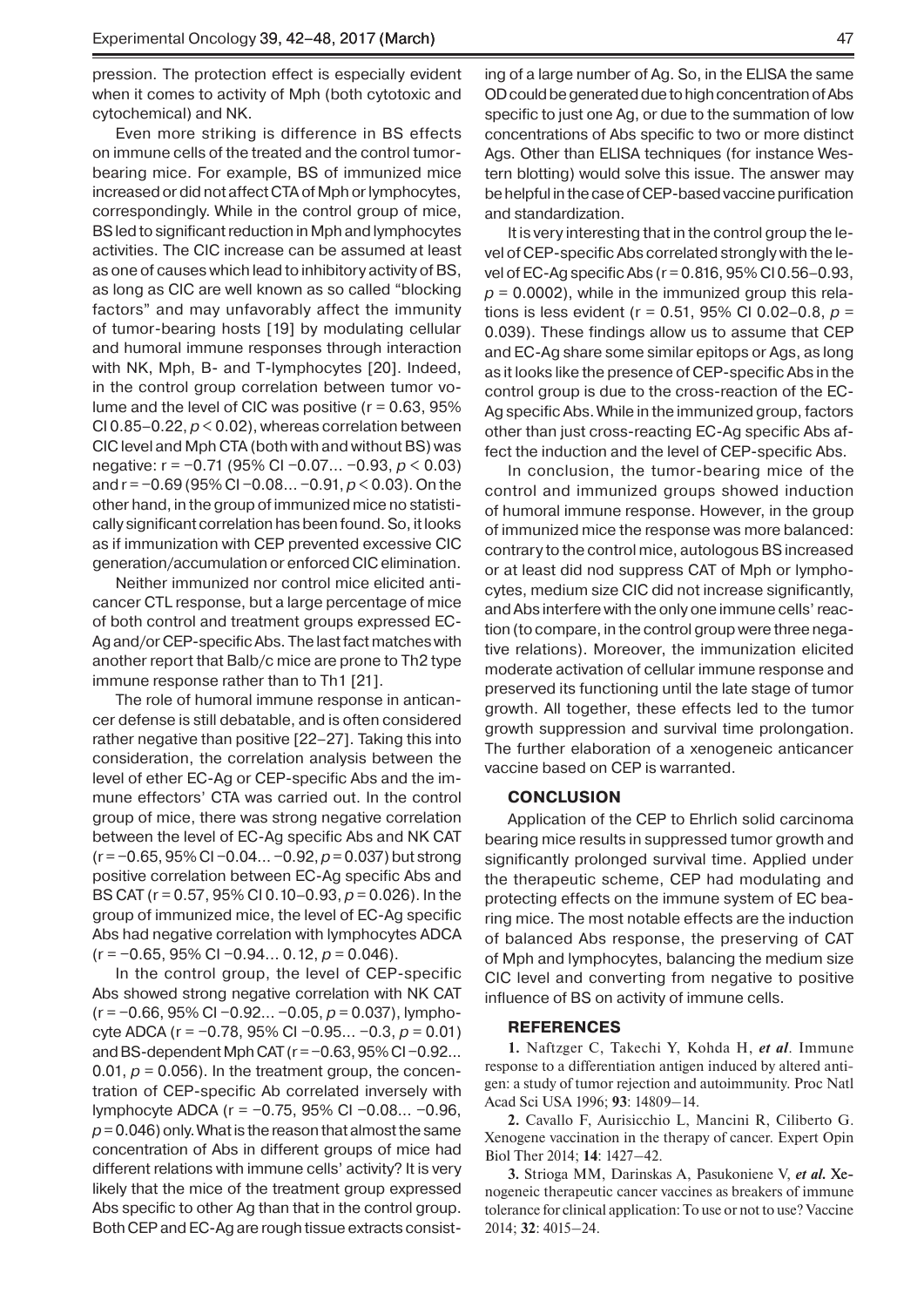pression. The protection effect is especially evident when it comes to activity of Mph (both cytotoxic and cytochemical) and NK.

Even more striking is difference in BS effects on immune cells of the treated and the control tumor-bearing mice. For example, BS of immunized mice increased or did not affect CTA of Mph or lymphocytes, correspondingly. While in the control group of mice, BS led to significant reduction in Mph and lymphocytes activities. The CIC increase can be assumed at least as one of causes which lead to inhibitory activity of BS, as long as CIC are well known as so called "blocking factors" and may unfavorably affect the immunity of tumor-bearing hosts [19] by modulating cellular and humoral immune responses through interaction with NK, Mph, B- and T-lymphocytes [20]. Indeed, in the control group correlation between tumor volume and the level of CIC was positive ($r = 0.63$, 95% CI 0.85–0.22, $p < 0.02$), whereas correlation between CIC level and Mph CTA (both with and without BS) was negative: $r = -0.71$ (95% CI −0.07... −0.93, $p < 0.03$) and $r = -0.69$ (95% CI −0.08... −0.91, $p < 0.03$). On the other hand, in the group of immunized mice no statistically significant correlation has been found. So, it looks as if immunization with CEP prevented excessive CIC generation/accumulation or enforced CIC elimination.

Neither immunized nor control mice elicited anticancer CTL response, but a large percentage of mice of both control and treatment groups expressed EC-Ag and/or CEP-specific Abs. The last fact matches with another report that Balb/c mice are prone to Th2 type immune response rather than to Th1 [21].

The role of humoral immune response in anticancer defense is still debatable, and is often considered rather negative than positive [22–27]. Taking this into consideration, the correlation analysis between the level of ether EC-Ag or CEP-specific Abs and the immune effectors' CTA was carried out. In the control group of mice, there was strong negative correlation between the level of EC-Ag specific Abs and NK CAT ($r = -0.65$, 95% CI −0.04... −0.92, $p = 0.037$) but strong positive correlation between EC-Ag specific Abs and BS CAT ($r = 0.57$, 95% CI 0.10–0.93, $p = 0.026$). In the group of immunized mice, the level of EC-Ag specific Abs had negative correlation with lymphocytes ADCA ($r = -0.65$, 95% CI −0.94... 0.12, $p = 0.046$).

In the control group, the level of CEP-specific Abs showed strong negative correlation with NK CAT ($r = -0.66$, 95% CI −0.92... −0.05, $p = 0.037$), lymphocyte ADCA ($r = -0.78$, 95% CI −0.95... −0.3, $p = 0.01$) and BS-dependent Mph CAT ($r = -0.63$, 95% CI −0.92... 0.01, $p = 0.056$). In the treatment group, the concentration of CEP-specific Ab correlated inversely with lymphocyte ADCA ($r = -0.75$, 95% CI −0.08... −0.96, $p = 0.046$) only. What is the reason that almost the same concentration of Abs in different groups of mice had different relations with immune cells' activity? It is very likely that the mice of the treatment group expressed Abs specific to other Ag than that in the control group. Both CEP and EC-Ag are rough tissue extracts consisting of a large number of Ag. So, in the ELISA the same OD could be generated due to high concentration of Abs specific to just one Ag, or due to the summation of low concentrations of Abs specific to two or more distinct Ags. Other than ELISA techniques (for instance Western blotting) would solve this issue. The answer may be helpful in the case of CEP-based vaccine purification and standardization.

It is very interesting that in the control group the level of CEP-specific Abs correlated strongly with the level of EC-Ag specific Abs ($r = 0.816$, 95% CI 0.56–0.93, $p = 0.0002$), while in the immunized group this relations is less evident ($r = 0.51$, 95% CI 0.02–0.8, $p = 0.039$). These findings allow us to assume that CEP and EC-Ag share some similar epitops or Ags, as long as it looks like the presence of CEP-specific Abs in the control group is due to the cross-reaction of the EC-Ag specific Abs. While in the immunized group, factors other than just cross-reacting EC-Ag specific Abs affect the induction and the level of CEP-specific Abs.

In conclusion, the tumor-bearing mice of the control and immunized groups showed induction of humoral immune response. However, in the group of immunized mice the response was more balanced: contrary to the control mice, autologous BS increased or at least did nod suppress CAT of Mph or lymphocytes, medium size CIC did not increase significantly, and Abs interfere with the only one immune cells' reaction (to compare, in the control group were three negative relations). Moreover, the immunization elicited moderate activation of cellular immune response and preserved its functioning until the late stage of tumor growth. All together, these effects led to the tumor growth suppression and survival time prolongation. The further elaboration of a xenogeneic anticancer vaccine based on CEP is warranted.

## CONCLUSION

Application of the CEP to Ehrlich solid carcinoma bearing mice results in suppressed tumor growth and significantly prolonged survival time. Applied under the therapeutic scheme, CEP had modulating and protecting effects on the immune system of EC bearing mice. The most notable effects are the induction of balanced Abs response, the preserving of CAT of Mph and lymphocytes, balancing the medium size CIC level and converting from negative to positive influence of BS on activity of immune cells.

## REFERENCES

**1.** Naftzger C, Takechi Y, Kohda H, ***et al***. Immune response to a differentiation antigen induced by altered antigen: a study of tumor rejection and autoimmunity. Proc Natl Acad Sci USA 1996; **93**: 14809–14.

**2.** Cavallo F, Aurisicchio L, Mancini R, Ciliberto G. Xenogene vaccination in the therapy of cancer. Expert Opin Biol Ther 2014; **14**: 1427–42.

**3.** Strioga MM, Darinskas A, Pasukoniene V, ***et al.*** Xenogeneic therapeutic cancer vaccines as breakers of immune tolerance for clinical application: To use or not to use? Vaccine 2014; **32**: 4015–24.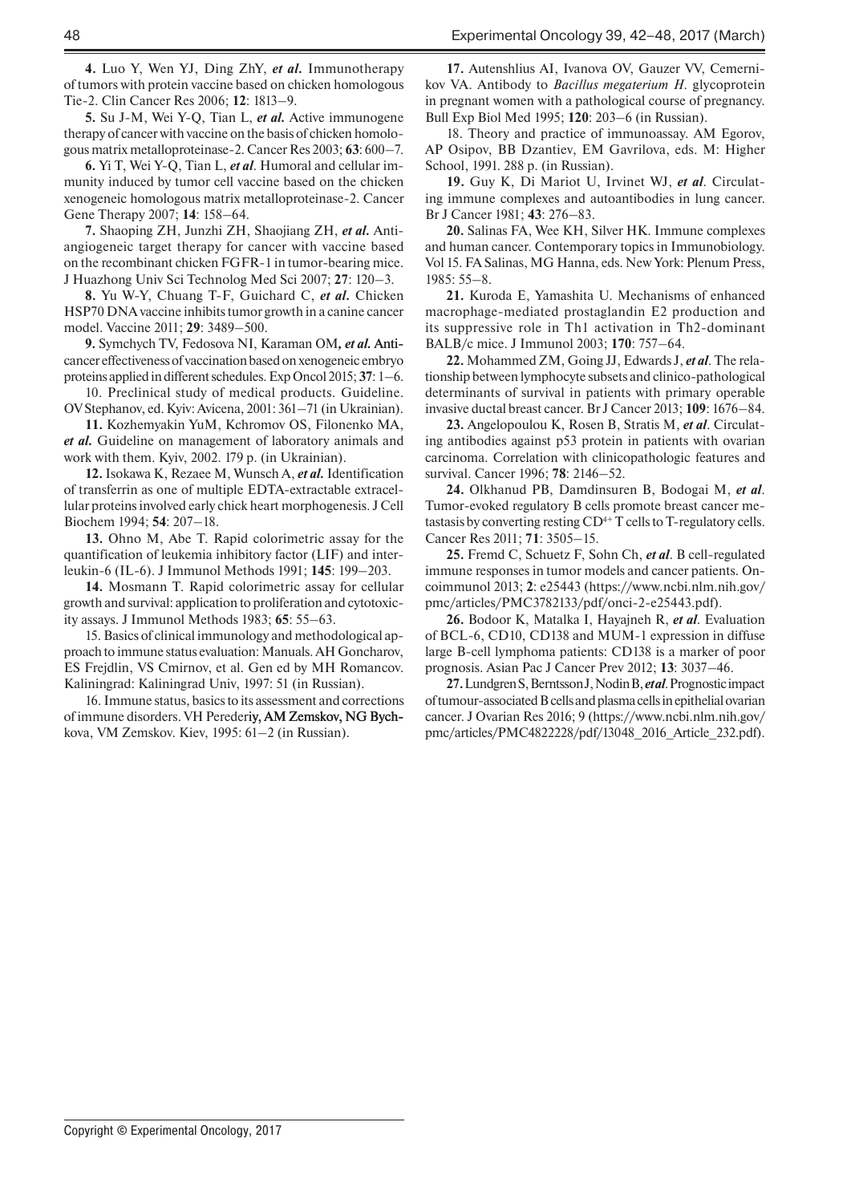**4.** Luo Y, Wen YJ, Ding ZhY, *et al.* Immunotherapy of tumors with protein vaccine based on chicken homologous Tie-2. Clin Cancer Res 2006; **12**: 1813–9.

**5.** Su J-M, Wei Y-Q, Tian L, *et al.* Active immunogene therapy of cancer with vaccine on the basis of chicken homologous matrix metalloproteinase-2. Cancer Res 2003; **63**: 600–7.

**6.** Yi T, Wei Y-Q, Tian L, *et al.* Humoral and cellular immunity induced by tumor cell vaccine based on the chicken xenogeneic homologous matrix metalloproteinase-2. Cancer Gene Therapy 2007; **14**: 158–64.

**7.** Shaoping ZH, Junzhi ZH, Shaojiang ZH, *et al.* Antiangiogeneic target therapy for cancer with vaccine based on the recombinant chicken FGFR-1 in tumor-bearing mice. J Huazhong Univ Sci Technolog Med Sci 2007; **27**: 120–3.

**8.** Yu W-Y, Chuang T-F, Guichard C, *et al.* Chicken HSP70 DNA vaccine inhibits tumor growth in a canine cancer model. Vaccine 2011; **29**: 3489–500.

**9.** Symchych TV, Fedosova NI, Karaman OM, *et al.* Anticancer effectiveness of vaccination based on xenogeneic embryo proteins applied in different schedules. Exp Oncol 2015; **37**: 1–6.

10. Preclinical study of medical products. Guideline. OV Stephanov, ed. Kyiv: Avicena, 2001: 361–71 (in Ukrainian).

**11.** Kozhemyakin YuM, Kchromov OS, Filonenko MA, *et al.* Guideline on management of laboratory animals and work with them. Kyiv, 2002. 179 p. (in Ukrainian).

**12.** Isokawa K, Rezaee M, Wunsch A, *et al.* Identification of transferrin as one of multiple EDTA-extractable extracellular proteins involved early chick heart morphogenesis. J Cell Biochem 1994; **54**: 207–18.

**13.** Ohno M, Abe T. Rapid colorimetric assay for the quantification of leukemia inhibitory factor (LIF) and interleukin-6 (IL-6). J Immunol Methods 1991; **145**: 199–203.

**14.** Mosmann T. Rapid colorimetric assay for cellular growth and survival: application to proliferation and cytotoxicity assays. J Immunol Methods 1983; **65**: 55–63.

15. Basics of clinical immunology and methodological approach to immune status evaluation: Manuals. AH Goncharov, ES Frejdlin, VS Cmirnov, et al. Gen ed by MH Romancov. Kaliningrad: Kaliningrad Univ, 1997: 51 (in Russian).

16. Immune status, basics to its assessment and corrections of immune disorders. VH Perederiy, AM Zemskov, NG Bychkova, VM Zemskov. Kiev, 1995: 61–2 (in Russian).

**17.** Autenshlius AI, Ivanova OV, Gauzer VV, Cemernikov VA. Antibody to *Bacillus megaterium H*. glycoprotein in pregnant women with a pathological course of pregnancy. Bull Exp Biol Med 1995; **120**: 203–6 (in Russian).

18. Theory and practice of immunoassay. AM Egorov, AP Osipov, BB Dzantiev, EM Gavrilova, eds. M: Higher School, 1991. 288 p. (in Russian).

**19.** Guy K, Di Mariot U, Irvinet WJ, *et al*. Circulating immune complexes and autoantibodies in lung cancer. Br J Cancer 1981; **43**: 276–83.

**20.** Salinas FA, Wee KH, Silver HK. Immune complexes and human cancer. Contemporary topics in Immunobiology. Vol 15. FA Salinas, MG Hanna, eds. New York: Plenum Press, 1985: 55–8.

**21.** Kuroda E, Yamashita U. Mechanisms of enhanced macrophage-mediated prostaglandin E2 production and its suppressive role in Th1 activation in Th2-dominant BALB/c mice. J Immunol 2003; **170**: 757–64.

**22.** Mohammed ZM, Going JJ, Edwards J, *et al*. The relationship between lymphocyte subsets and clinico-pathological determinants of survival in patients with primary operable invasive ductal breast cancer. Br J Cancer 2013; **109**: 1676–84.

**23.** Angelopoulou K, Rosen B, Stratis M, *et al*. Circulating antibodies against p53 protein in patients with ovarian carcinoma. Correlation with clinicopathologic features and survival. Cancer 1996; **78**: 2146–52.

**24.** Olkhanud PB, Damdinsuren B, Bodogai M, *et al*. Tumor-evoked regulatory B cells promote breast cancer metastasis by converting resting $CD^{4+}$ T cells to T-regulatory cells. Cancer Res 2011; **71**: 3505–15.

**25.** Fremd C, Schuetz F, Sohn Ch, *et al*. B cell-regulated immune responses in tumor models and cancer patients. Oncoimmunol 2013; **2**: e25443 (https://www.ncbi.nlm.nih.gov/pmc/articles/PMC3782133/pdf/onci-2-e25443.pdf).

**26.** Bodoor K, Matalka I, Hayajneh R, *et al*. Evaluation of BCL-6, CD10, CD138 and MUM-1 expression in diffuse large B-cell lymphoma patients: CD138 is a marker of poor prognosis. Asian Pac J Cancer Prev 2012; **13**: 3037–46.

**27.** Lundgren S, Berntsson J, Nodin B, *et al*. Prognostic impact of tumour-associated B cells and plasma cells in epithelial ovarian cancer. J Ovarian Res 2016; 9 (https://www.ncbi.nlm.nih.gov/pmc/articles/PMC4822228/pdf/13048_2016_Article_232.pdf).